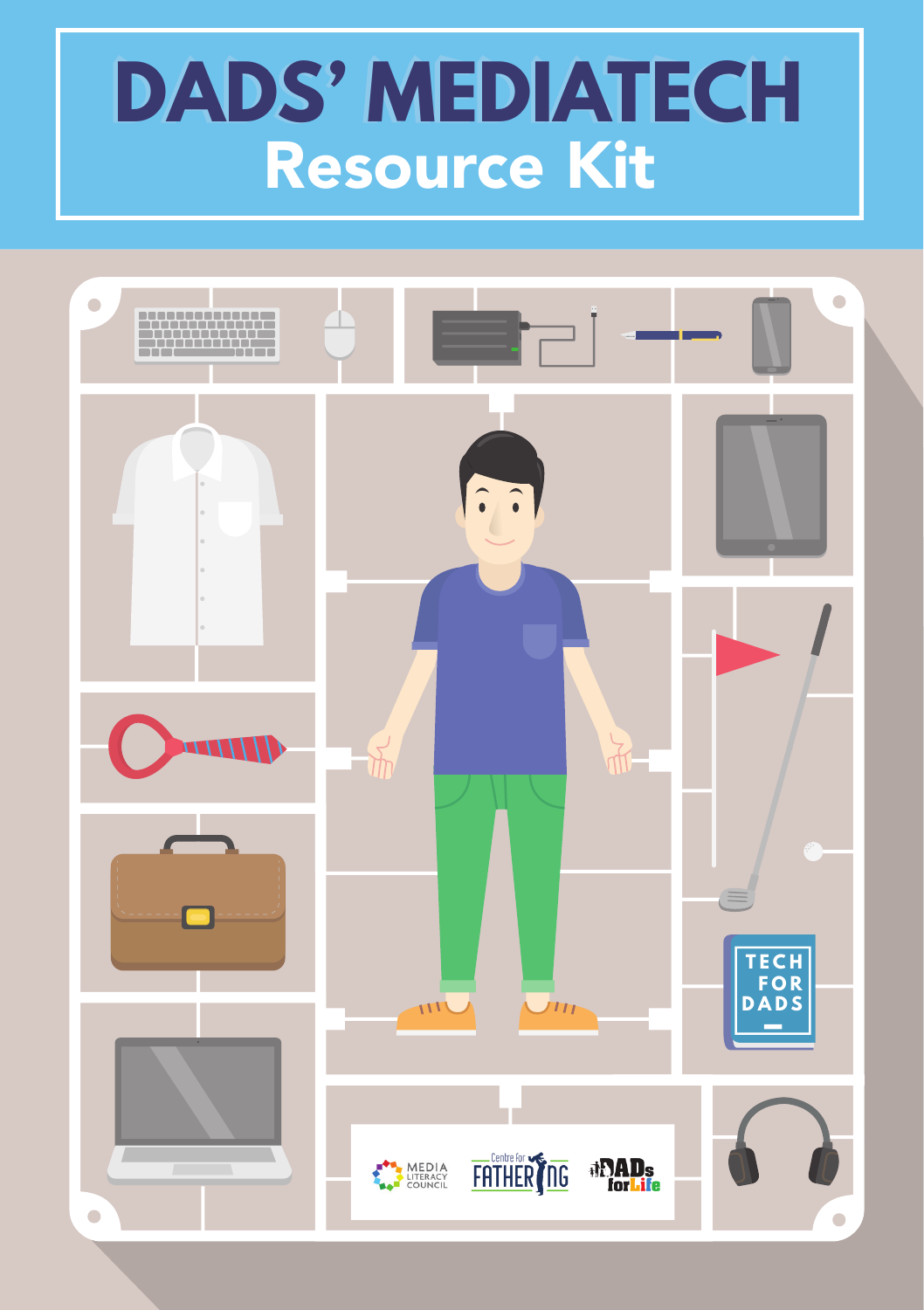# DADS' MEDIATECH

## Resource Kit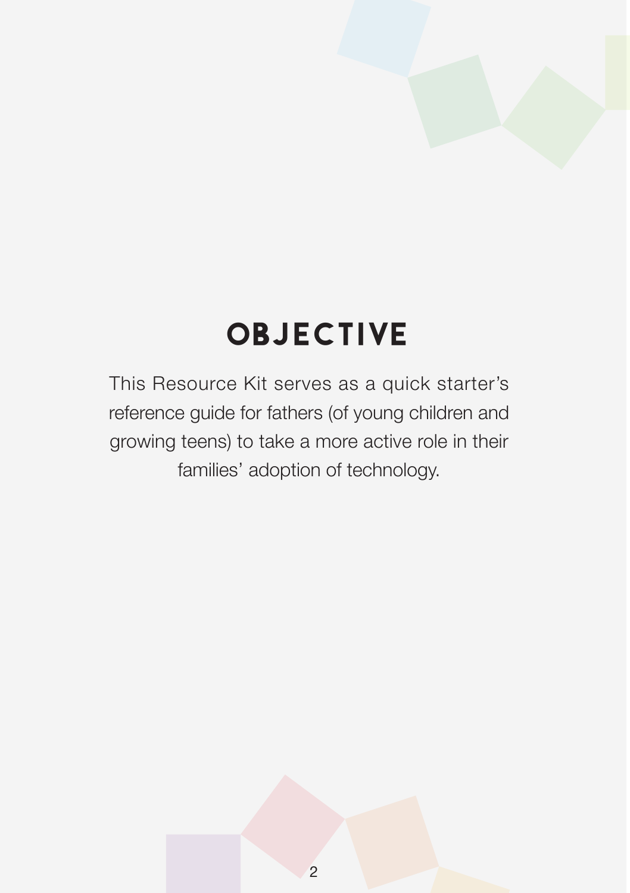# OBJECTIVE

This Resource Kit serves as a quick starter's reference guide for fathers (of young children and growing teens) to take a more active role in their families' adoption of technology.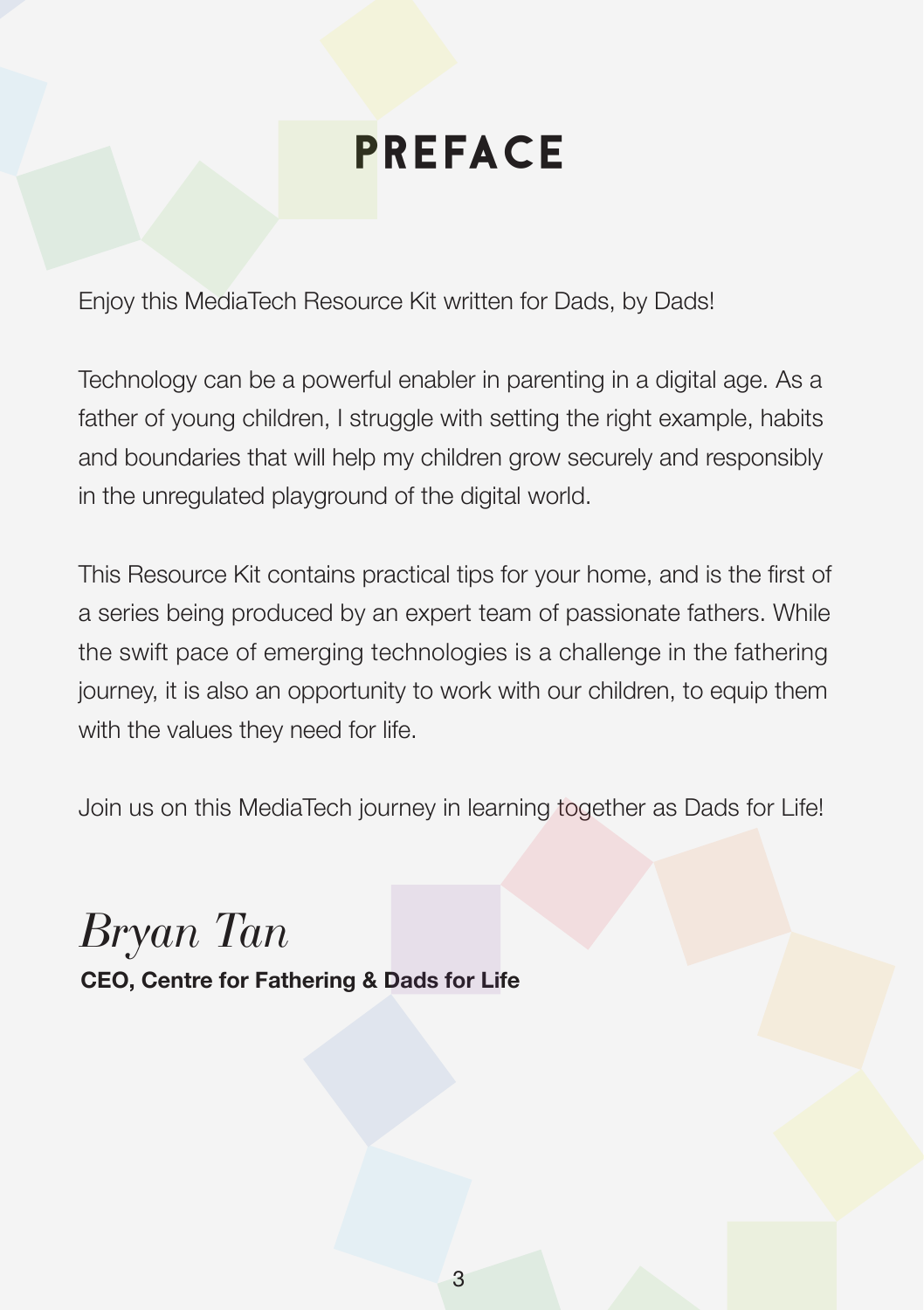# PREFACE

Enjoy this MediaTech Resource Kit written for Dads, by Dads!

Technology can be a powerful enabler in parenting in a digital age. As a father of young children, I struggle with setting the right example, habits and boundaries that will help my children grow securely and responsibly in the unregulated playground of the digital world.

This Resource Kit contains practical tips for your home, and is the first of a series being produced by an expert team of passionate fathers. While the swift pace of emerging technologies is a challenge in the fathering journey, it is also an opportunity to work with our children, to equip them with the values they need for life.

Join us on this MediaTech journey in learning together as Dads for Life!

*Bryan Tan*

**CEO, Centre for Fathering & Dads for Life**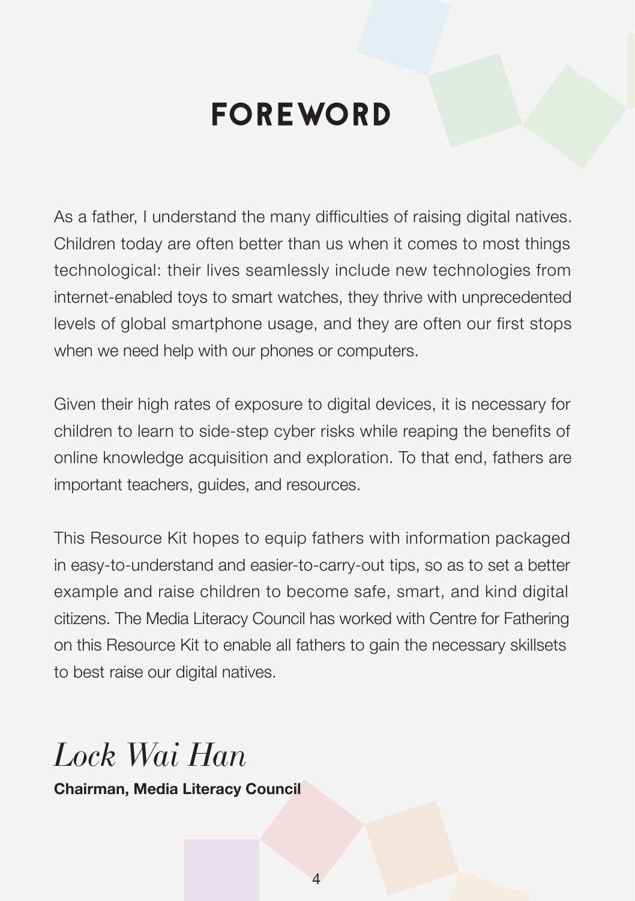# FOREWORD

As a father, I understand the many difficulties of raising digital natives. Children today are often better than us when it comes to most things technological: their lives seamlessly include new technologies from internet-enabled toys to smart watches, they thrive with unprecedented levels of global smartphone usage, and they are often our first stops when we need help with our phones or computers.

Given their high rates of exposure to digital devices, it is necessary for children to learn to side-step cyber risks while reaping the benefits of online knowledge acquisition and exploration. To that end, fathers are important teachers, guides, and resources.

This Resource Kit hopes to equip fathers with information packaged in easy-to-understand and easier-to-carry-out tips, so as to set a better example and raise children to become safe, smart, and kind digital citizens. The Media Literacy Council has worked with Centre for Fathering on this Resource Kit to enable all fathers to gain the necessary skillsets to best raise our digital natives.

*Lock Wai Han*

**Chairman, Media Literacy Council**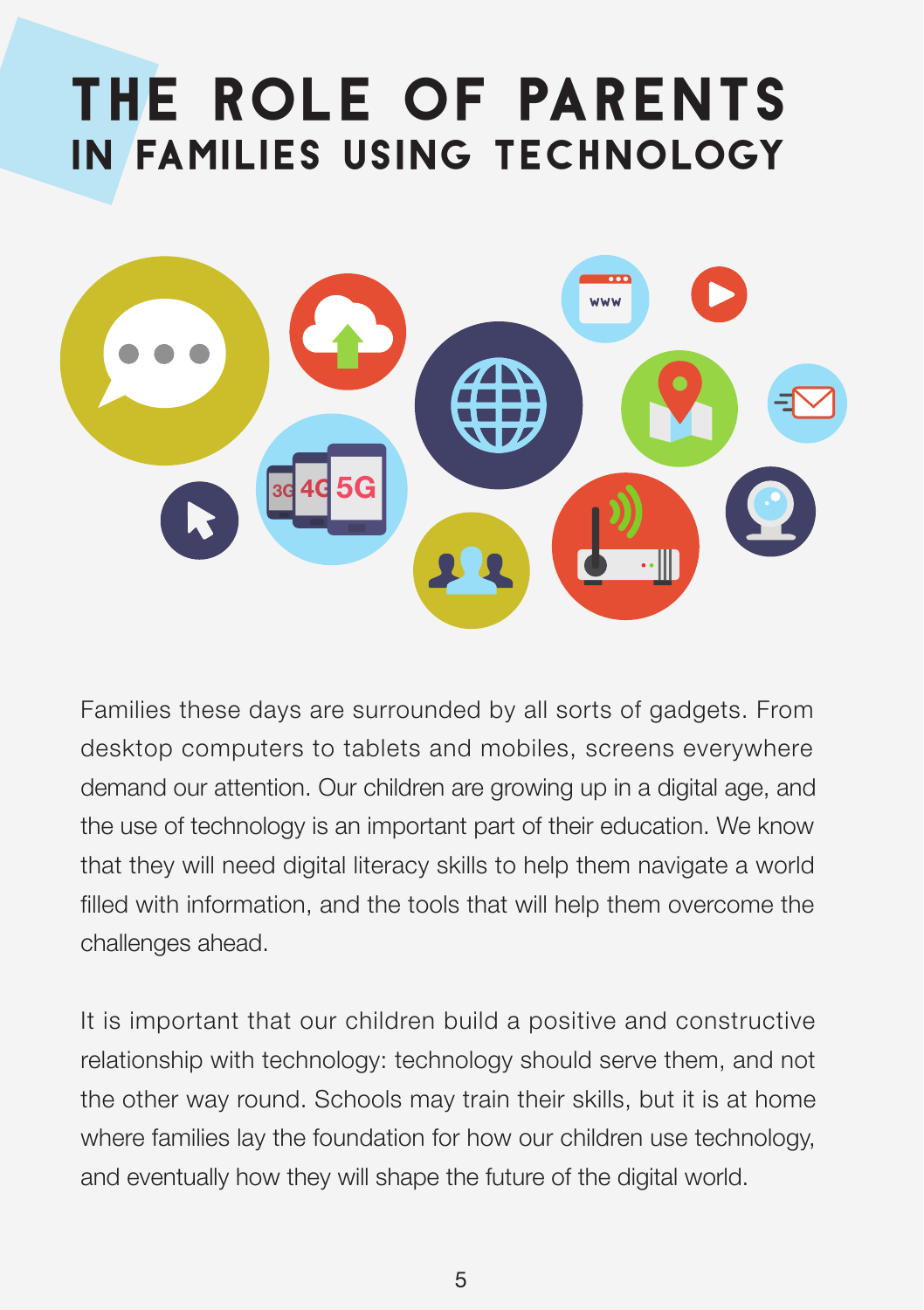# THE ROLE OF PARENTS
## IN FAMILIES USING TECHNOLOGY

Families these days are surrounded by all sorts of gadgets. From desktop computers to tablets and mobiles, screens everywhere demand our attention. Our children are growing up in a digital age, and the use of technology is an important part of their education. We know that they will need digital literacy skills to help them navigate a world filled with information, and the tools that will help them overcome the challenges ahead.

It is important that our children build a positive and constructive relationship with technology: technology should serve them, and not the other way round. Schools may train their skills, but it is at home where families lay the foundation for how our children use technology, and eventually how they will shape the future of the digital world.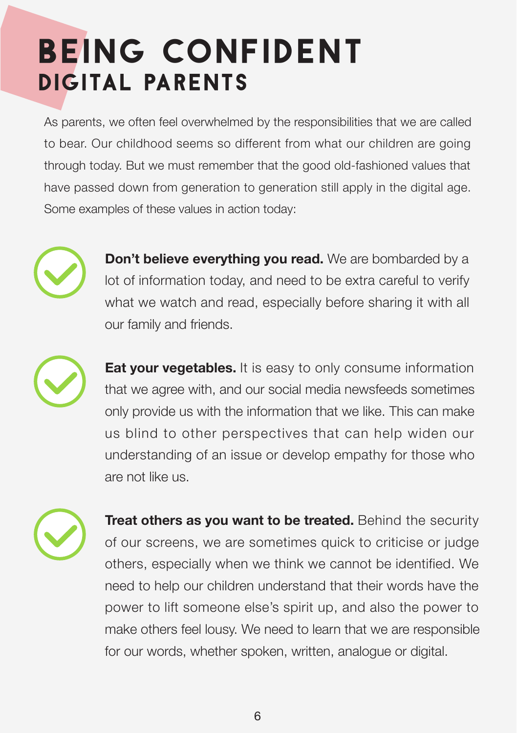# BEING CONFIDENT
## DIGITAL PARENTS

As parents, we often feel overwhelmed by the responsibilities that we are called to bear. Our childhood seems so different from what our children are going through today. But we must remember that the good old-fashioned values that have passed down from generation to generation still apply in the digital age. Some examples of these values in action today:

- **Don't believe everything you read.** We are bombarded by a lot of information today, and need to be extra careful to verify what we watch and read, especially before sharing it with all our family and friends.

- **Eat your vegetables.** It is easy to only consume information that we agree with, and our social media newsfeeds sometimes only provide us with the information that we like. This can make us blind to other perspectives that can help widen our understanding of an issue or develop empathy for those who are not like us.

- **Treat others as you want to be treated.** Behind the security of our screens, we are sometimes quick to criticise or judge others, especially when we think we cannot be identified. We need to help our children understand that their words have the power to lift someone else's spirit up, and also the power to make others feel lousy. We need to learn that we are responsible for our words, whether spoken, written, analogue or digital.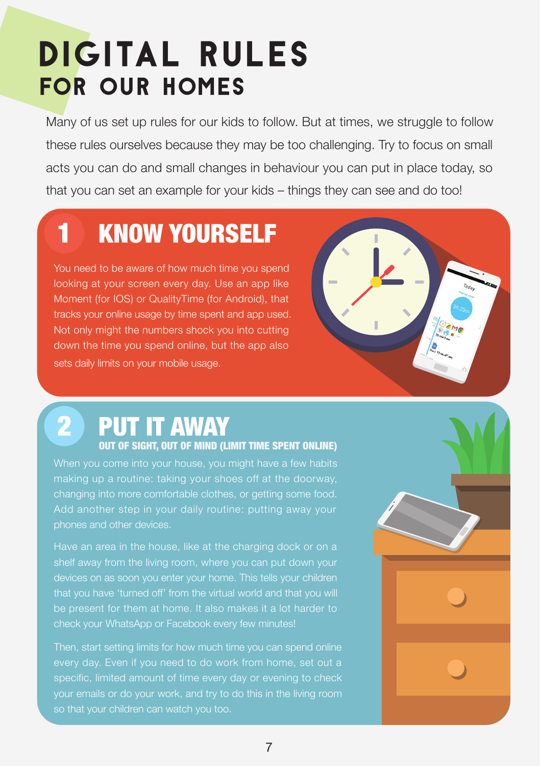# DIGITAL RULES
## FOR OUR HOMES

Many of us set up rules for our kids to follow. But at times, we struggle to follow these rules ourselves because they may be too challenging. Try to focus on small acts you can do and small changes in behaviour you can put in place today, so that you can set an example for your kids – things they can see and do too!

## 1 KNOW YOURSELF

You need to be aware of how much time you spend looking at your screen every day. Use an app like Moment (for IOS) or QualityTime (for Android), that tracks your online usage by time spent and app used. Not only might the numbers shock you into cutting down the time you spend online, but the app also sets daily limits on your mobile usage.

## 2 PUT IT AWAY

### OUT OF SIGHT, OUT OF MIND (LIMIT TIME SPENT ONLINE)

When you come into your house, you might have a few habits making up a routine: taking your shoes off at the doorway, changing into more comfortable clothes, or getting some food. Add another step in your daily routine: putting away your phones and other devices.

Have an area in the house, like at the charging dock or on a shelf away from the living room, where you can put down your devices on as soon you enter your home. This tells your children that you have 'turned off' from the virtual world and that you will be present for them at home. It also makes it a lot harder to check your WhatsApp or Facebook every few minutes!

Then, start setting limits for how much time you can spend online every day. Even if you need to do work from home, set out a specific, limited amount of time every day or evening to check your emails or do your work, and try to do this in the living room so that your children can watch you too.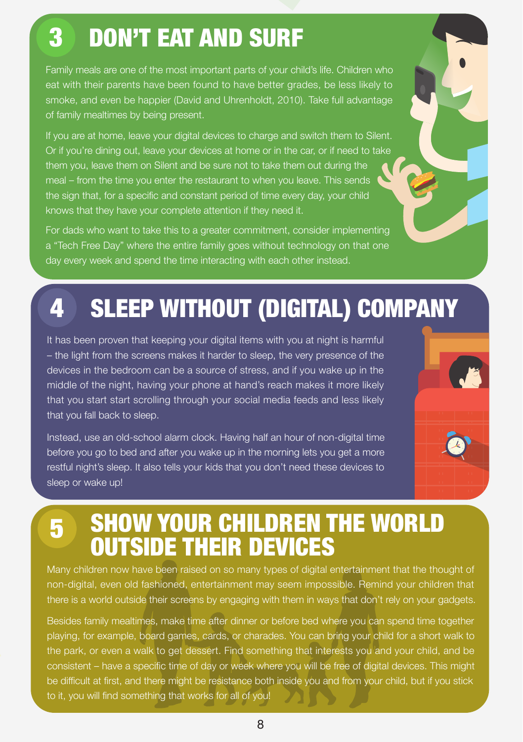## 3 DON'T EAT AND SURF

Family meals are one of the most important parts of your child's life. Children who eat with their parents have been found to have better grades, be less likely to smoke, and even be happier (David and Uhrenholdt, 2010). Take full advantage of family mealtimes by being present.

If you are at home, leave your digital devices to charge and switch them to Silent. Or if you're dining out, leave your devices at home or in the car, or if need to take them you, leave them on Silent and be sure not to take them out during the meal – from the time you enter the restaurant to when you leave. This sends the sign that, for a specific and constant period of time every day, your child knows that they have your complete attention if they need it.

For dads who want to take this to a greater commitment, consider implementing a "Tech Free Day" where the entire family goes without technology on that one day every week and spend the time interacting with each other instead.

## 4 SLEEP WITHOUT (DIGITAL) COMPANY

It has been proven that keeping your digital items with you at night is harmful – the light from the screens makes it harder to sleep, the very presence of the devices in the bedroom can be a source of stress, and if you wake up in the middle of the night, having your phone at hand's reach makes it more likely that you start start scrolling through your social media feeds and less likely that you fall back to sleep.

Instead, use an old-school alarm clock. Having half an hour of non-digital time before you go to bed and after you wake up in the morning lets you get a more restful night's sleep. It also tells your kids that you don't need these devices to sleep or wake up!

## 5 SHOW YOUR CHILDREN THE WORLD OUTSIDE THEIR DEVICES

Many children now have been raised on so many types of digital entertainment that the thought of non-digital, even old fashioned, entertainment may seem impossible. Remind your children that there is a world outside their screens by engaging with them in ways that don't rely on your gadgets.

Besides family mealtimes, make time after dinner or before bed where you can spend time together playing, for example, board games, cards, or charades. You can bring your child for a short walk to the park, or even a walk to get dessert. Find something that interests you and your child, and be consistent – have a specific time of day or week where you will be free of digital devices. This might be difficult at first, and there might be resistance both inside you and from your child, but if you stick to it, you will find something that works for all of you!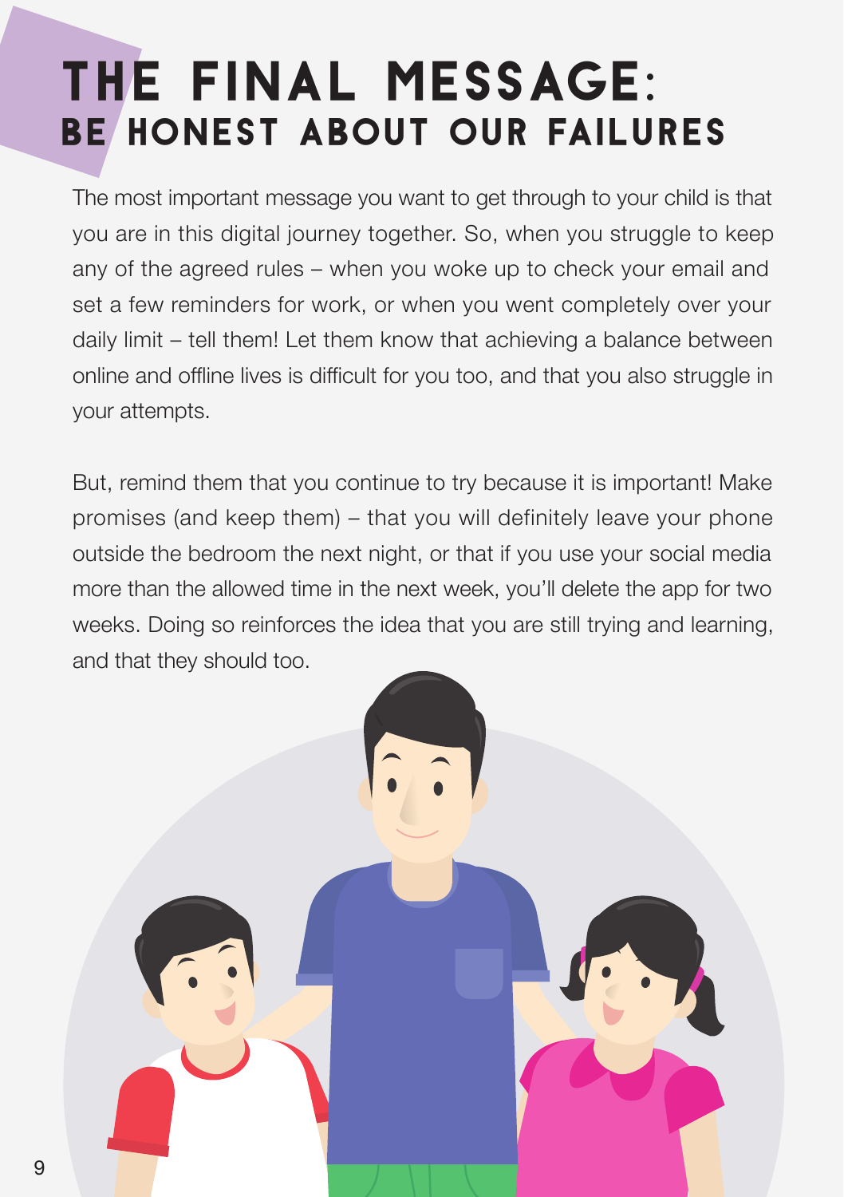# THE FINAL MESSAGE:
## BE HONEST ABOUT OUR FAILURES

The most important message you want to get through to your child is that you are in this digital journey together. So, when you struggle to keep any of the agreed rules – when you woke up to check your email and set a few reminders for work, or when you went completely over your daily limit – tell them! Let them know that achieving a balance between online and offline lives is difficult for you too, and that you also struggle in your attempts.

But, remind them that you continue to try because it is important! Make promises (and keep them) – that you will definitely leave your phone outside the bedroom the next night, or that if you use your social media more than the allowed time in the next week, you'll delete the app for two weeks. Doing so reinforces the idea that you are still trying and learning, and that they should too.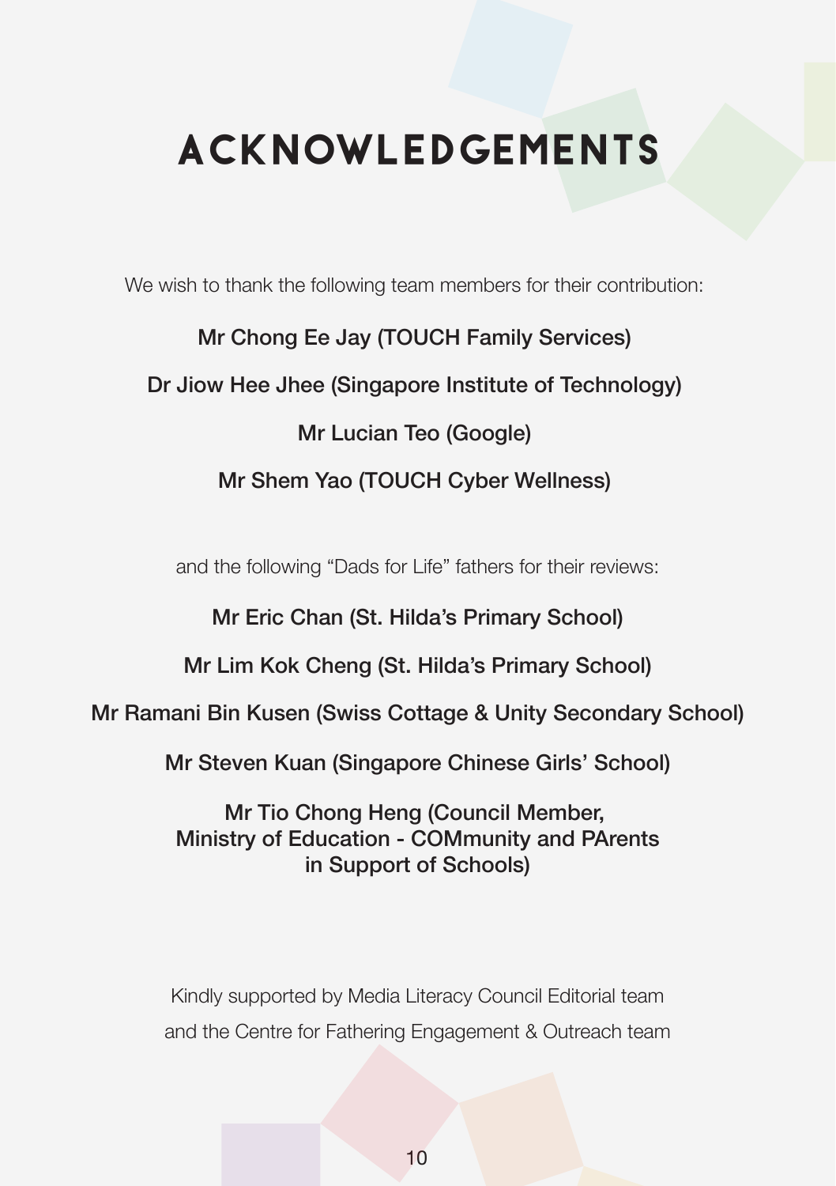# ACKNOWLEDGEMENTS

We wish to thank the following team members for their contribution:

**Mr Chong Ee Jay (TOUCH Family Services)**

**Dr Jiow Hee Jhee (Singapore Institute of Technology)**

**Mr Lucian Teo (Google)**

**Mr Shem Yao (TOUCH Cyber Wellness)**

and the following "Dads for Life" fathers for their reviews:

**Mr Eric Chan (St. Hilda's Primary School)**

**Mr Lim Kok Cheng (St. Hilda's Primary School)**

**Mr Ramani Bin Kusen (Swiss Cottage & Unity Secondary School)**

**Mr Steven Kuan (Singapore Chinese Girls' School)**

**Mr Tio Chong Heng (Council Member, Ministry of Education - COMmunity and PArents in Support of Schools)**

Kindly supported by Media Literacy Council Editorial team and the Centre for Fathering Engagement & Outreach team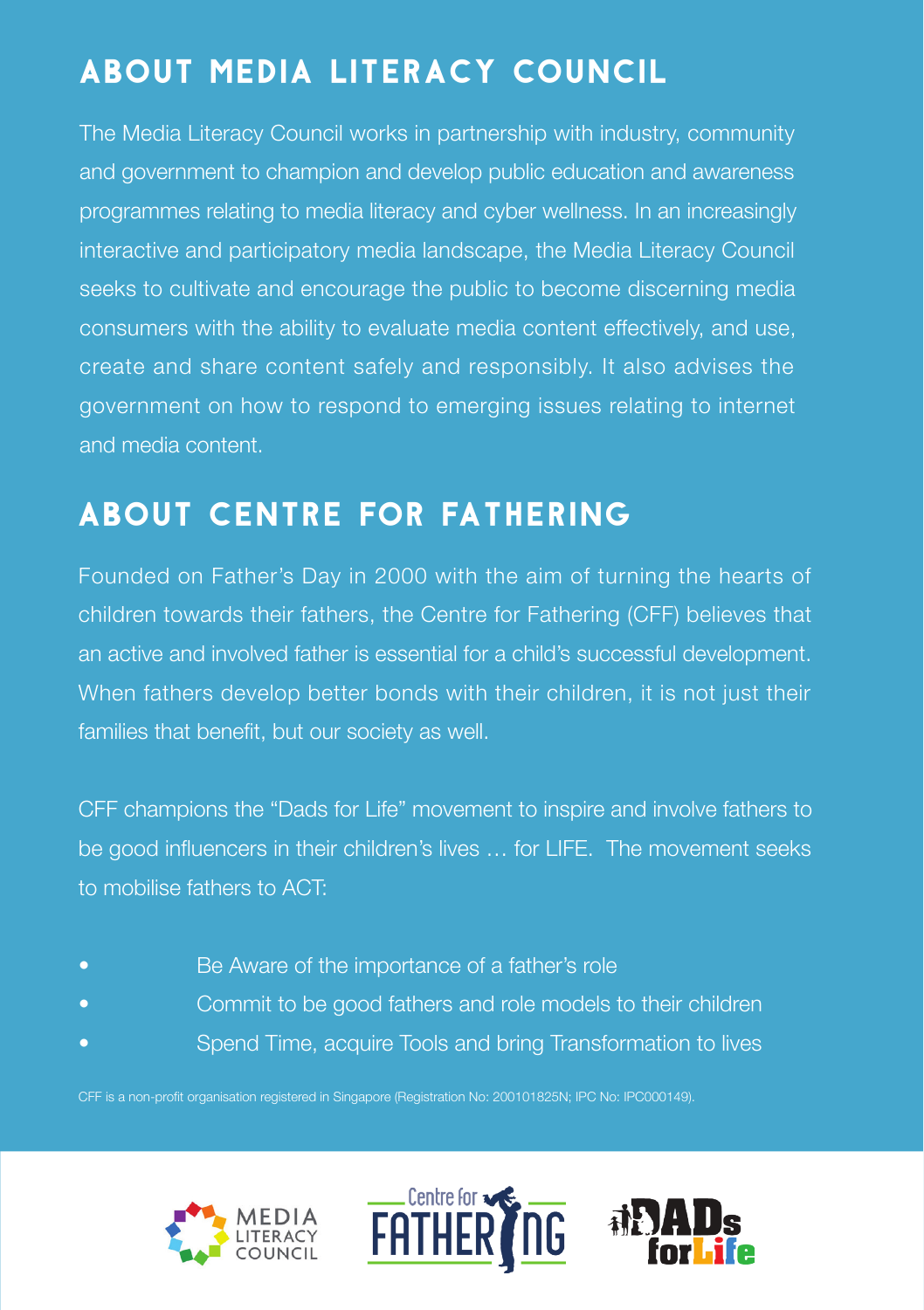## ABOUT MEDIA LITERACY COUNCIL

The Media Literacy Council works in partnership with industry, community and government to champion and develop public education and awareness programmes relating to media literacy and cyber wellness. In an increasingly interactive and participatory media landscape, the Media Literacy Council seeks to cultivate and encourage the public to become discerning media consumers with the ability to evaluate media content effectively, and use, create and share content safely and responsibly. It also advises the government on how to respond to emerging issues relating to internet and media content.

## ABOUT CENTRE FOR FATHERING

Founded on Father's Day in 2000 with the aim of turning the hearts of children towards their fathers, the Centre for Fathering (CFF) believes that an active and involved father is essential for a child's successful development. When fathers develop better bonds with their children, it is not just their families that benefit, but our society as well.

CFF champions the "Dads for Life" movement to inspire and involve fathers to be good influencers in their children's lives … for LIFE. The movement seeks to mobilise fathers to ACT:

- Be Aware of the importance of a father's role
- Commit to be good fathers and role models to their children
- Spend Time, acquire Tools and bring Transformation to lives

CFF is a non-profit organisation registered in Singapore (Registration No: 200101825N; IPC No: IPC000149).

MEDIA LITERACY COUNCIL

Centre for FATHERING

DADs for Life